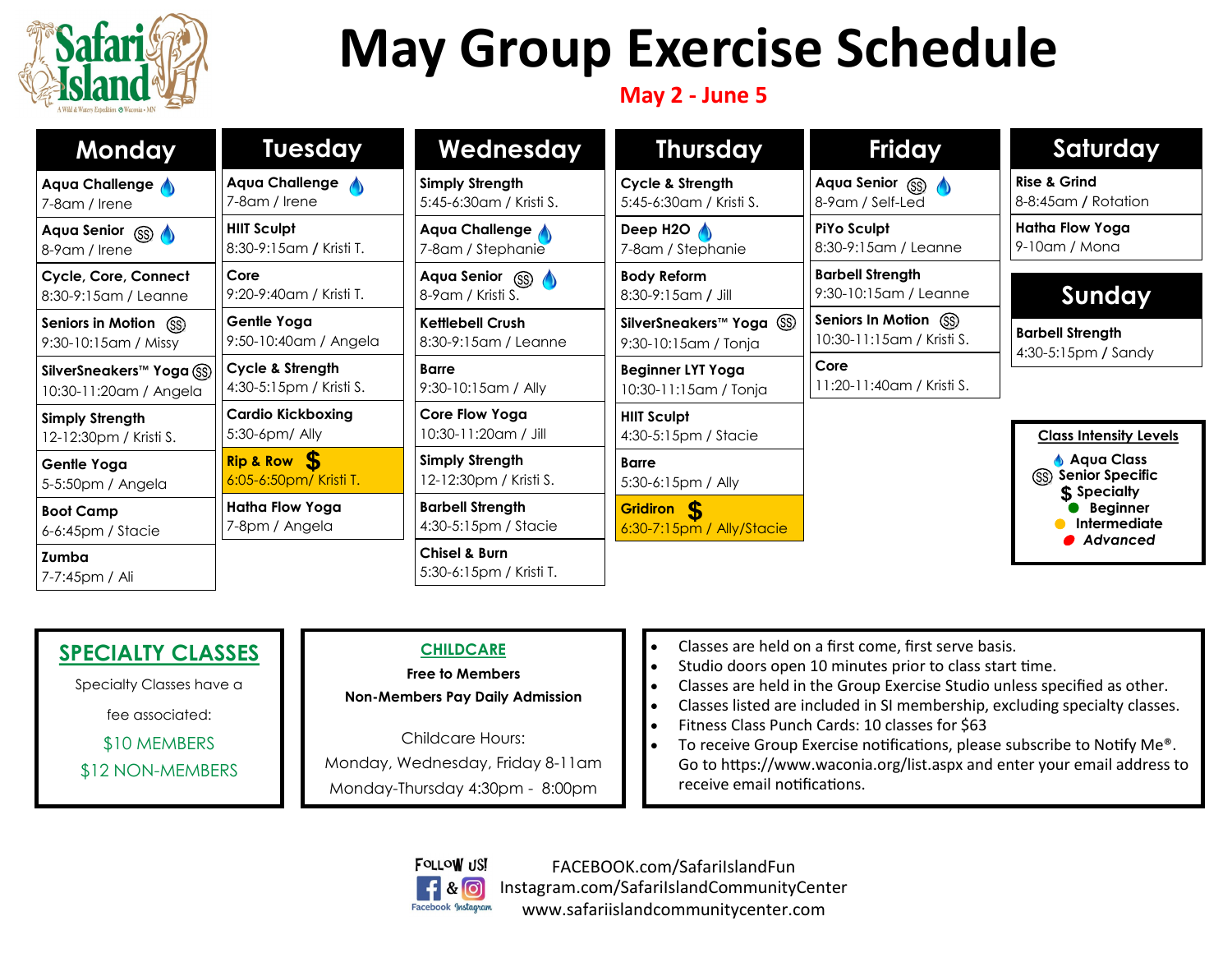# May Group Exercise Schedule

**May 2 - June 5**

## Monday

- **Aqua Challenge** 💧 — 7-8am / Irene
- **Aqua Senior** (SS) 💧 — 8-9am / Irene
- **Cycle, Core, Connect** — 8:30-9:15am / Leanne
- **Seniors in Motion** (SS) — 9:30-10:15am / Missy
- **SilverSneakers™ Yoga** (SS) — 10:30-11:20am / Angela
- **Simply Strength** — 12-12:30pm / Kristi S.
- **Gentle Yoga** — 5-5:50pm / Angela
- **Boot Camp** — 6-6:45pm / Stacie
- **Zumba** — 7-7:45pm / Ali

## Tuesday

- **Aqua Challenge** 💧 — 7-8am / Irene
- **HIIT Sculpt** — 8:30-9:15am / Kristi T.
- **Core** — 9:20-9:40am / Kristi T.
- **Gentle Yoga** — 9:50-10:40am / Angela
- **Cycle & Strength** — 4:30-5:15pm / Kristi S.
- **Cardio Kickboxing** — 5:30-6pm/ Ally
- **Rip & Row** $ — 6:05-6:50pm/ Kristi T.
- **Hatha Flow Yoga** — 7-8pm / Angela

## Wednesday

- **Simply Strength** — 5:45-6:30am / Kristi S.
- **Aqua Challenge** 💧 — 7-8am / Stephanie
- **Aqua Senior** (SS) 💧 — 8-9am / Kristi S.
- **Kettlebell Crush** — 8:30-9:15am / Leanne
- **Barre** — 9:30-10:15am / Ally
- **Core Flow Yoga** — 10:30-11:20am / Jill
- **Simply Strength** — 12-12:30pm / Kristi S.
- **Barbell Strength** — 4:30-5:15pm / Stacie
- **Chisel & Burn** — 5:30-6:15pm / Kristi T.

## Thursday

- **Cycle & Strength** — 5:45-6:30am / Kristi S.
- **Deep H2O** 💧 — 7-8am / Stephanie
- **Body Reform** — 8:30-9:15am / Jill
- **SilverSneakers™ Yoga** (SS) — 9:30-10:15am / Tonja
- **Beginner LYT Yoga** — 10:30-11:15am / Tonja
- **HIIT Sculpt** — 4:30-5:15pm / Stacie
- **Barre** — 5:30-6:15pm / Ally
- **Gridiron** $ — 6:30-7:15pm / Ally/Stacie

## Friday

- **Aqua Senior** (SS) 💧 — 8-9am / Self-Led
- **PiYo Sculpt** — 8:30-9:15am / Leanne
- **Barbell Strength** — 9:30-10:15am / Leanne
- **Seniors In Motion** (SS) — 10:30-11:15am / Kristi S.
- **Core** — 11:20-11:40am / Kristi S.

## Saturday

- **Rise & Grind** — 8-8:45am / Rotation
- **Hatha Flow Yoga** — 9-10am / Mona

## Sunday

- **Barbell Strength** — 4:30-5:15pm / Sandy

### Class Intensity Levels

- 💧 Aqua Class
- (SS) Senior Specific
- $ Specialty
- 🟢 Beginner
- 🟡 Intermediate
- 🔴 *Advanced*

## SPECIALTY CLASSES

Specialty Classes have a fee associated:

$10 MEMBERS

$12 NON-MEMBERS

## CHILDCARE

**Free to Members**

**Non-Members Pay Daily Admission**

Childcare Hours:

Monday, Wednesday, Friday 8-11am

Monday-Thursday 4:30pm - 8:00pm

---

- Classes are held on a first come, first serve basis.
- Studio doors open 10 minutes prior to class start time.
- Classes are held in the Group Exercise Studio unless specified as other.
- Classes listed are included in SI membership, excluding specialty classes.
- Fitness Class Punch Cards: 10 classes for $63
- To receive Group Exercise notifications, please subscribe to Notify Me®. Go to https://www.waconia.org/list.aspx and enter your email address to receive email notifications.

FOLLOW US! Facebook & Instagram

FACEBOOK.com/SafariIslandFun

Instagram.com/SafariIslandCommunityCenter

www.safariislandcommunitycenter.com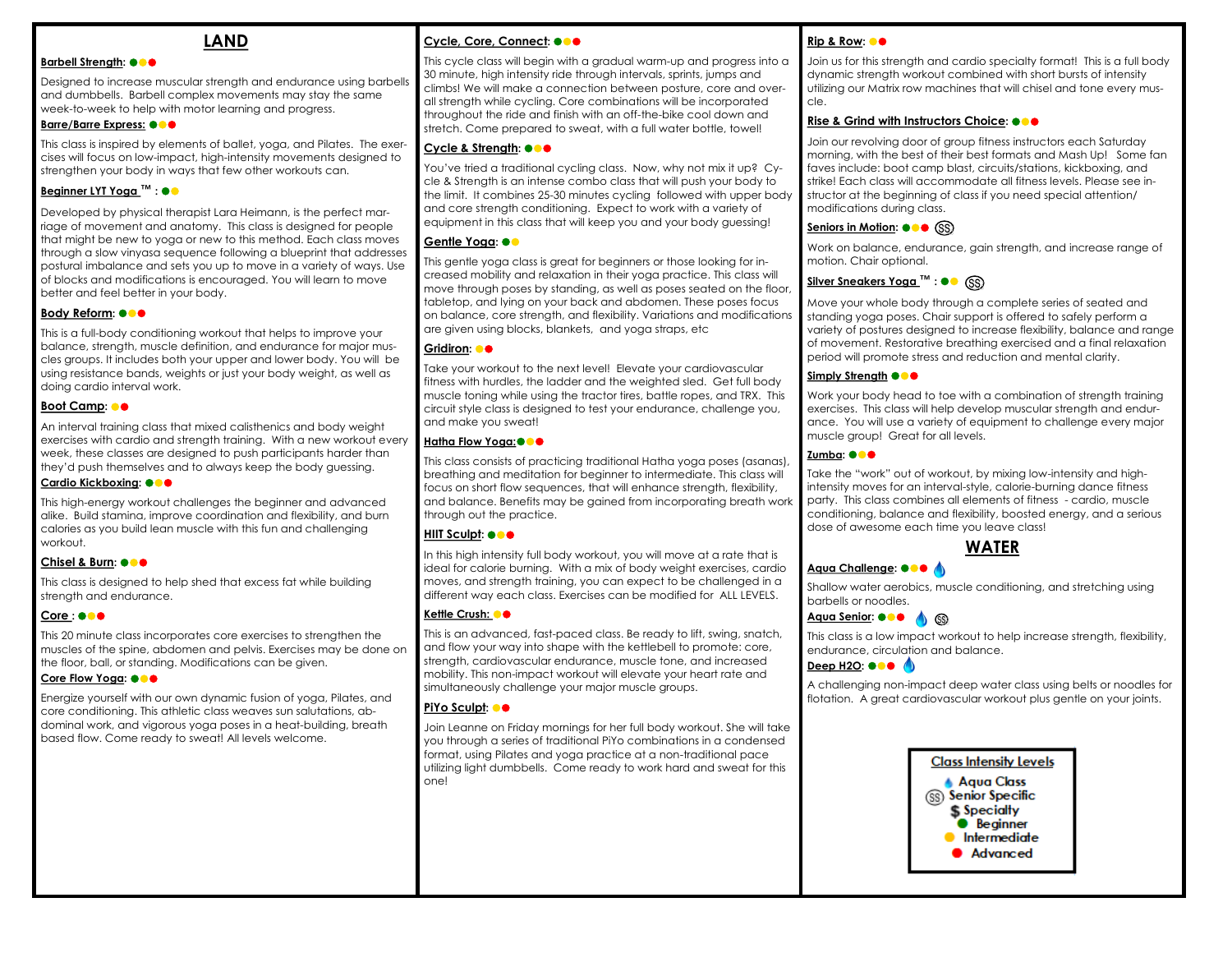## LAND

**Barbell Strength**: ●●●

Designed to increase muscular strength and endurance using barbells and dumbbells. Barbell complex movements may stay the same week-to-week to help with motor learning and progress.

**Barre/Barre Express:** ●●●

This class is inspired by elements of ballet, yoga, and Pilates. The exercises will focus on low-impact, high-intensity movements designed to strengthen your body in ways that few other workouts can.

**Beginner LYT Yoga ™** : ●●

Developed by physical therapist Lara Heimann, is the perfect marriage of movement and anatomy. This class is designed for people that might be new to yoga or new to this method. Each class moves through a slow vinyasa sequence following a blueprint that addresses postural imbalance and sets you up to move in a variety of ways. Use of blocks and modifications is encouraged. You will learn to move better and feel better in your body.

**Body Reform**: ●●●

This is a full-body conditioning workout that helps to improve your balance, strength, muscle definition, and endurance for major muscles groups. It includes both your upper and lower body. You will be using resistance bands, weights or just your body weight, as well as doing cardio interval work.

**Boot Camp**: ●●

An interval training class that mixed calisthenics and body weight exercises with cardio and strength training. With a new workout every week, these classes are designed to push participants harder than they'd push themselves and to always keep the body guessing.

**Cardio Kickboxing**: ●●●

This high-energy workout challenges the beginner and advanced alike. Build stamina, improve coordination and flexibility, and burn calories as you build lean muscle with this fun and challenging workout.

**Chisel & Burn**: ●●●

This class is designed to help shed that excess fat while building strength and endurance.

**Core** : ●●●

This 20 minute class incorporates core exercises to strengthen the muscles of the spine, abdomen and pelvis. Exercises may be done on the floor, ball, or standing. Modifications can be given.

**Core Flow Yoga**: ●●●

Energize yourself with our own dynamic fusion of yoga, Pilates, and core conditioning. This athletic class weaves sun salutations, abdominal work, and vigorous yoga poses in a heat-building, breath based flow. Come ready to sweat! All levels welcome.

**Cycle, Core, Connect**: ●●●

This cycle class will begin with a gradual warm-up and progress into a 30 minute, high intensity ride through intervals, sprints, jumps and climbs! We will make a connection between posture, core and overall strength while cycling. Core combinations will be incorporated throughout the ride and finish with an off-the-bike cool down and stretch. Come prepared to sweat, with a full water bottle, towel!

**Cycle & Strength**: ●●●

You've tried a traditional cycling class. Now, why not mix it up? Cycle & Strength is an intense combo class that will push your body to the limit. It combines 25-30 minutes cycling followed with upper body and core strength training. Expect to work with a variety of equipment in this class that will keep you and your body guessing!

**Gentle Yoga**: ●●

This gentle yoga class is great for beginners or those looking for increased mobility and relaxation in their yoga practice. This class will move through poses by standing, as well as poses seated on the floor, tabletop, and lying on your back and abdomen. These poses focus on balance, core strength, and flexibility. Variations and modifications are given using blocks, blankets, and yoga straps, etc

**Gridiron**: ●●

Take your workout to the next level! Elevate your cardiovascular fitness with hurdles, the ladder and the weighted sled. Get full body muscle toning while using the tractor tires, battle ropes, and TRX. This circuit style class is designed to test your endurance, challenge you, and make you sweat!

**Hatha Flow Yoga:** ●●●

This class consists of practicing traditional Hatha yoga poses (asanas), breathing and meditation for beginner to intermediate. This class will focus on short flow sequences, that will enhance strength, flexibility, and balance. Benefits may be gained from incorporating breath work through out the practice.

**HIIT Sculpt**: ●●●

In this high intensity full body workout, you will move at a rate that is ideal for calorie burning. With a mix of body weight exercises, cardio moves, and strength training, you can expect to be challenged in a different way each class. Exercises can be modified for ALL LEVELS.

**Kettle Crush:** ●●

This is an advanced, fast-paced class. Be ready to lift, swing, snatch, and flow your way into shape with the kettlebell to promote: core, strength, cardiovascular endurance, muscle tone, and increased mobility. This non-impact workout will elevate your heart rate and simultaneously challenge your major muscle groups.

**PiYo Sculpt**: ●●

Join Leanne on Friday mornings for her full body workout. She will take you through a series of traditional PiYo combinations in a condensed format, using Pilates and yoga practice at a non-traditional pace utilizing light dumbbells. Come ready to work hard and sweat for this one!

**Rip & Row**: ●●

Join us for this strength and cardio specialty format! This is a full body dynamic strength workout combined with short bursts of intensity utilizing our Matrix row machines that will chisel and tone every muscle.

**Rise & Grind with Instructors Choice**: ●●●

Join our revolving door of group fitness instructors each Saturday morning, with the best of their best formats and Mash Up! Some fan faves include: boot camp blast, circuits/stations, kickboxing, and strike! Each class will accommodate all fitness levels. Please see instructor at the beginning of class if you need special attention/ modifications during class.

**Seniors in Motion**: ●●● (SS)

Work on balance, endurance, gain strength, and increase range of motion. Chair optional.

**Silver Sneakers Yoga ™** : ●● (SS)

Move your whole body through a complete series of seated and standing yoga poses. Chair support is offered to safely perform a variety of postures designed to increase flexibility, balance and range of movement. Restorative breathing exercised and a final relaxation period will promote stress and reduction and mental clarity.

**Simply Strength** ●●●

Work your body head to toe with a combination of strength training exercises. This class will help develop muscular strength and endurance. You will use a variety of equipment to challenge every major muscle group! Great for all levels.

**Zumba**: ●●●

Take the "work" out of workout, by mixing low-intensity and high-intensity moves for an interval-style, calorie-burning dance fitness party. This class combines all elements of fitness - cardio, muscle conditioning, balance and flexibility, boosted energy, and a serious dose of awesome each time you leave class!

## WATER

**Aqua Challenge**: ●●● 💧

Shallow water aerobics, muscle conditioning, and stretching using barbells or noodles.

**Aqua Senior**: ●●● 💧 (SS)

This class is a low impact workout to help increase strength, flexibility, endurance, circulation and balance.

**Deep H2O**: ●●● 💧

A challenging non-impact deep water class using belts or noodles for flotation. A great cardiovascular workout plus gentle on your joints.

**Class Intensity Levels**

- 💧 Aqua Class
- (SS) Senior Specific
- $ Specialty
- ● Beginner
- ● Intermediate
- ● Advanced